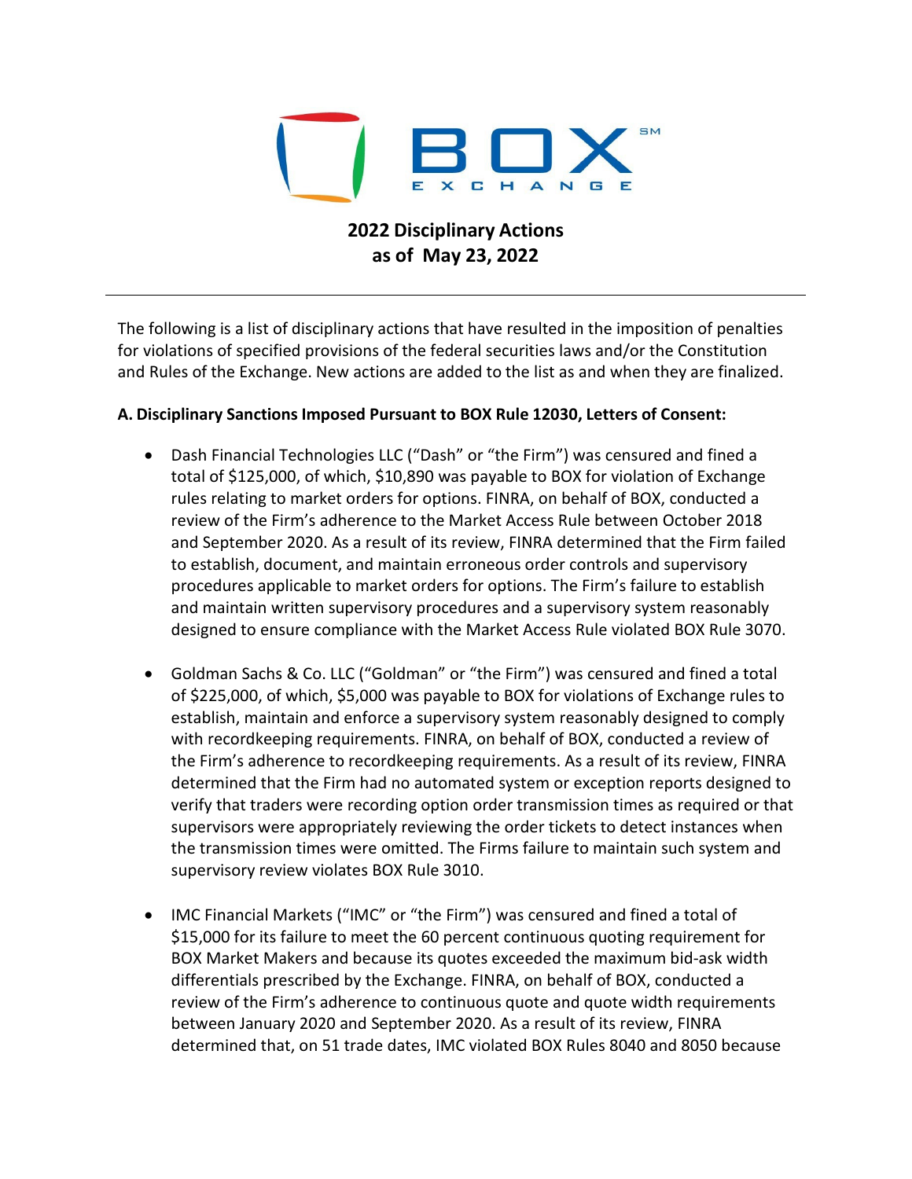# 2022 Disciplinary Actions as of May 23, 2022

The following is a list of disciplinary actions that have resulted in the imposition of penalties for violations of specified provisions of the federal securities laws and/or the Constitution and Rules of the Exchange. New actions are added to the list as and when they are finalized.

**A. Disciplinary Sanctions Imposed Pursuant to BOX Rule 12030, Letters of Consent:**

- Dash Financial Technologies LLC ("Dash" or "the Firm") was censured and fined a total of $125,000, of which, $10,890 was payable to BOX for violation of Exchange rules relating to market orders for options. FINRA, on behalf of BOX, conducted a review of the Firm's adherence to the Market Access Rule between October 2018 and September 2020. As a result of its review, FINRA determined that the Firm failed to establish, document, and maintain erroneous order controls and supervisory procedures applicable to market orders for options. The Firm's failure to establish and maintain written supervisory procedures and a supervisory system reasonably designed to ensure compliance with the Market Access Rule violated BOX Rule 3070.

- Goldman Sachs & Co. LLC ("Goldman" or "the Firm") was censured and fined a total of $225,000, of which, $5,000 was payable to BOX for violations of Exchange rules to establish, maintain and enforce a supervisory system reasonably designed to comply with recordkeeping requirements. FINRA, on behalf of BOX, conducted a review of the Firm's adherence to recordkeeping requirements. As a result of its review, FINRA determined that the Firm had no automated system or exception reports designed to verify that traders were recording option order transmission times as required or that supervisors were appropriately reviewing the order tickets to detect instances when the transmission times were omitted. The Firms failure to maintain such system and supervisory review violates BOX Rule 3010.

- IMC Financial Markets ("IMC" or "the Firm") was censured and fined a total of $15,000 for its failure to meet the 60 percent continuous quoting requirement for BOX Market Makers and because its quotes exceeded the maximum bid-ask width differentials prescribed by the Exchange. FINRA, on behalf of BOX, conducted a review of the Firm's adherence to continuous quote and quote width requirements between January 2020 and September 2020. As a result of its review, FINRA determined that, on 51 trade dates, IMC violated BOX Rules 8040 and 8050 because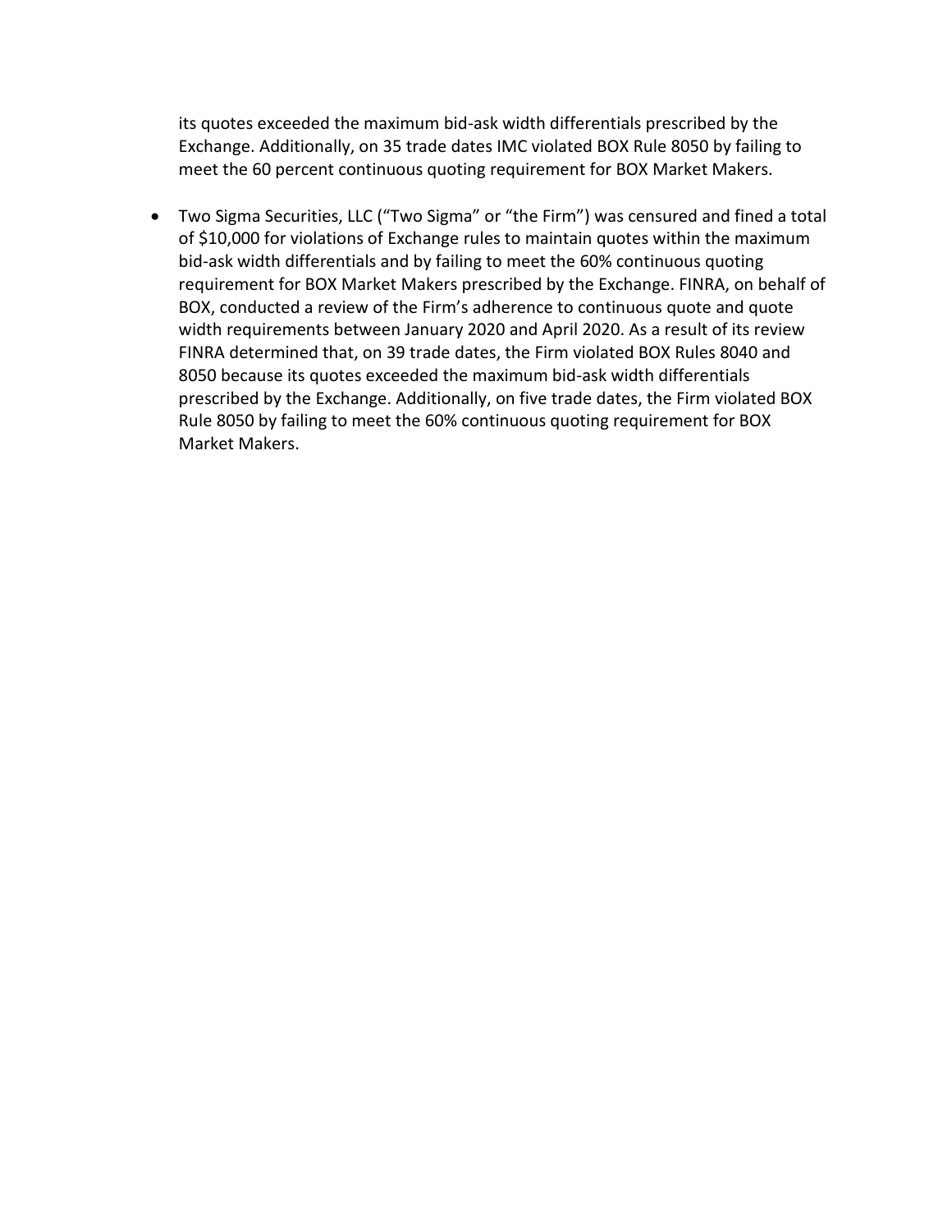its quotes exceeded the maximum bid-ask width differentials prescribed by the Exchange. Additionally, on 35 trade dates IMC violated BOX Rule 8050 by failing to meet the 60 percent continuous quoting requirement for BOX Market Makers.

- Two Sigma Securities, LLC ("Two Sigma" or "the Firm") was censured and fined a total of $10,000 for violations of Exchange rules to maintain quotes within the maximum bid-ask width differentials and by failing to meet the 60% continuous quoting requirement for BOX Market Makers prescribed by the Exchange. FINRA, on behalf of BOX, conducted a review of the Firm's adherence to continuous quote and quote width requirements between January 2020 and April 2020. As a result of its review FINRA determined that, on 39 trade dates, the Firm violated BOX Rules 8040 and 8050 because its quotes exceeded the maximum bid-ask width differentials prescribed by the Exchange. Additionally, on five trade dates, the Firm violated BOX Rule 8050 by failing to meet the 60% continuous quoting requirement for BOX Market Makers.